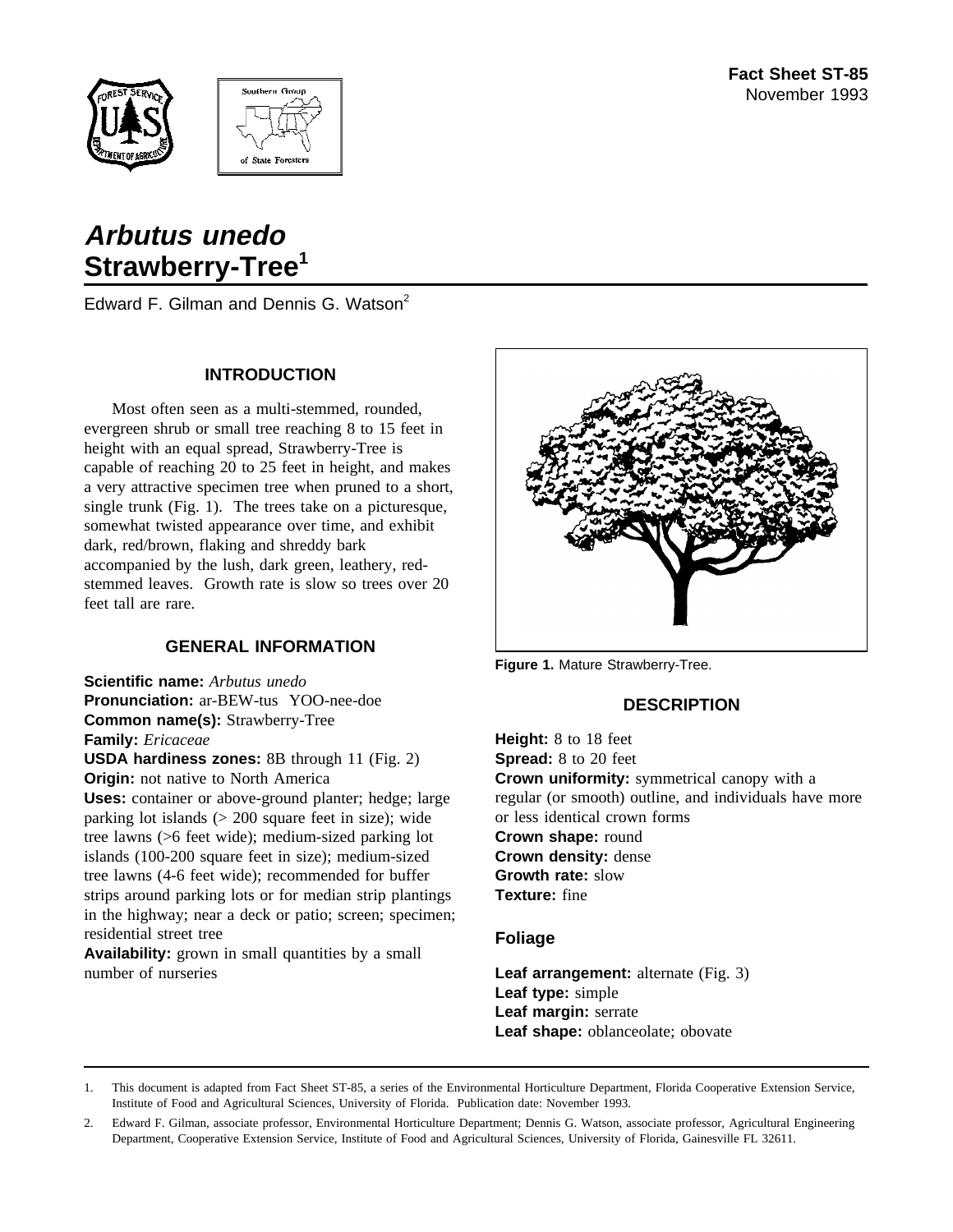Fact Sheet ST-85
November 1993

# *Arbutus unedo*
# Strawberry-Tree[1]

Edward F. Gilman and Dennis G. Watson[2]

## INTRODUCTION

Most often seen as a multi-stemmed, rounded, evergreen shrub or small tree reaching 8 to 15 feet in height with an equal spread, Strawberry-Tree is capable of reaching 20 to 25 feet in height, and makes a very attractive specimen tree when pruned to a short, single trunk (Fig. 1). The trees take on a picturesque, somewhat twisted appearance over time, and exhibit dark, red/brown, flaking and shreddy bark accompanied by the lush, dark green, leathery, red-stemmed leaves. Growth rate is slow so trees over 20 feet tall are rare.

## GENERAL INFORMATION

**Scientific name:** *Arbutus unedo*
**Pronunciation:** ar-BEW-tus YOO-nee-doe
**Common name(s):** Strawberry-Tree
**Family:** *Ericaceae*
**USDA hardiness zones:** 8B through 11 (Fig. 2)
**Origin:** not native to North America
**Uses:** container or above-ground planter; hedge; large parking lot islands (> 200 square feet in size); wide tree lawns (>6 feet wide); medium-sized parking lot islands (100-200 square feet in size); medium-sized tree lawns (4-6 feet wide); recommended for buffer strips around parking lots or for median strip plantings in the highway; near a deck or patio; screen; specimen; residential street tree
**Availability:** grown in small quantities by a small number of nurseries

**Figure 1.** Mature Strawberry-Tree.

## DESCRIPTION

**Height:** 8 to 18 feet
**Spread:** 8 to 20 feet
**Crown uniformity:** symmetrical canopy with a regular (or smooth) outline, and individuals have more or less identical crown forms
**Crown shape:** round
**Crown density:** dense
**Growth rate:** slow
**Texture:** fine

### Foliage

**Leaf arrangement:** alternate (Fig. 3)
**Leaf type:** simple
**Leaf margin:** serrate
**Leaf shape:** oblanceolate; obovate

1. This document is adapted from Fact Sheet ST-85, a series of the Environmental Horticulture Department, Florida Cooperative Extension Service, Institute of Food and Agricultural Sciences, University of Florida. Publication date: November 1993.

2. Edward F. Gilman, associate professor, Environmental Horticulture Department; Dennis G. Watson, associate professor, Agricultural Engineering Department, Cooperative Extension Service, Institute of Food and Agricultural Sciences, University of Florida, Gainesville FL 32611.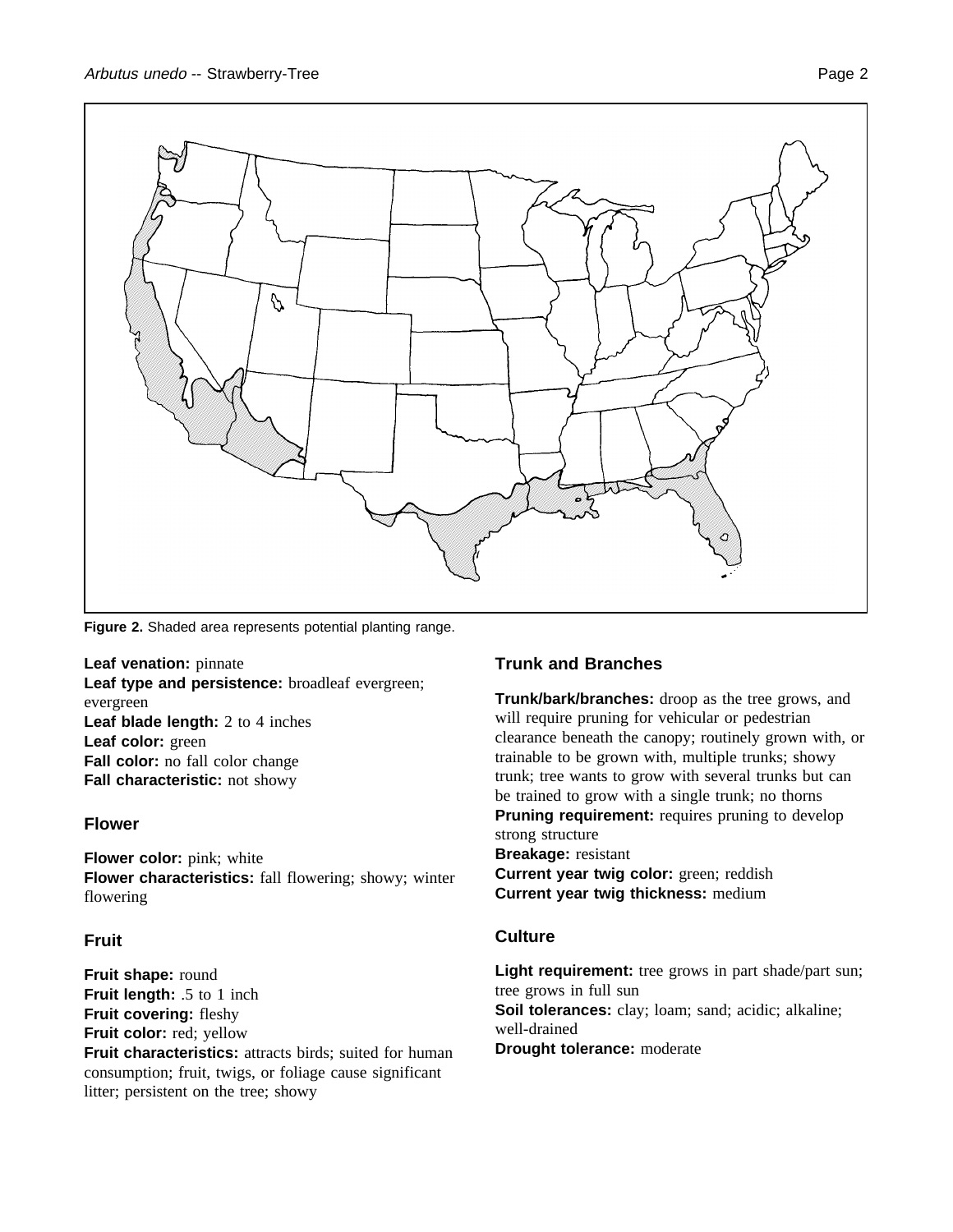**Figure 2.** Shaded area represents potential planting range.

**Leaf venation:** pinnate
**Leaf type and persistence:** broadleaf evergreen; evergreen
**Leaf blade length:** 2 to 4 inches
**Leaf color:** green
**Fall color:** no fall color change
**Fall characteristic:** not showy

## Flower

**Flower color:** pink; white
**Flower characteristics:** fall flowering; showy; winter flowering

## Fruit

**Fruit shape:** round
**Fruit length:** .5 to 1 inch
**Fruit covering:** fleshy
**Fruit color:** red; yellow
**Fruit characteristics:** attracts birds; suited for human consumption; fruit, twigs, or foliage cause significant litter; persistent on the tree; showy

## Trunk and Branches

**Trunk/bark/branches:** droop as the tree grows, and will require pruning for vehicular or pedestrian clearance beneath the canopy; routinely grown with, or trainable to be grown with, multiple trunks; showy trunk; tree wants to grow with several trunks but can be trained to grow with a single trunk; no thorns
**Pruning requirement:** requires pruning to develop strong structure
**Breakage:** resistant
**Current year twig color:** green; reddish
**Current year twig thickness:** medium

## Culture

**Light requirement:** tree grows in part shade/part sun; tree grows in full sun
**Soil tolerances:** clay; loam; sand; acidic; alkaline; well-drained
**Drought tolerance:** moderate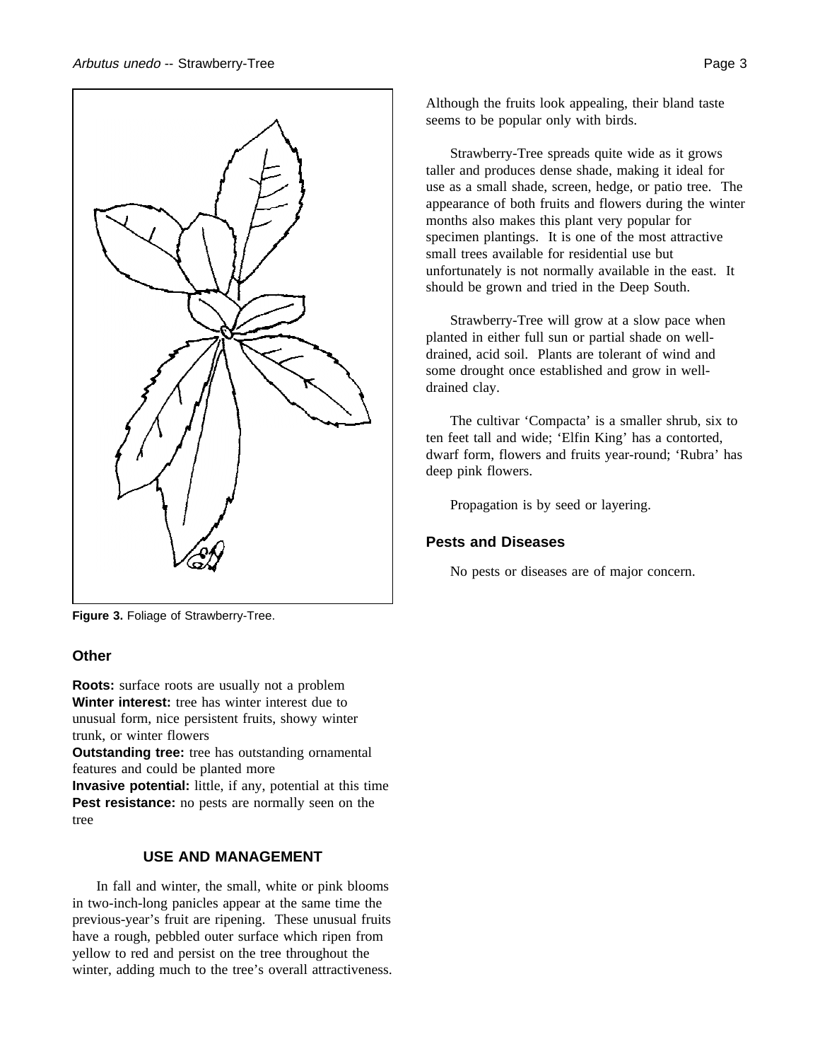**Figure 3.** Foliage of Strawberry-Tree.

## Other

**Roots:** surface roots are usually not a problem
**Winter interest:** tree has winter interest due to unusual form, nice persistent fruits, showy winter trunk, or winter flowers
**Outstanding tree:** tree has outstanding ornamental features and could be planted more
**Invasive potential:** little, if any, potential at this time
**Pest resistance:** no pests are normally seen on the tree

## USE AND MANAGEMENT

In fall and winter, the small, white or pink blooms in two-inch-long panicles appear at the same time the previous-year's fruit are ripening. These unusual fruits have a rough, pebbled outer surface which ripen from yellow to red and persist on the tree throughout the winter, adding much to the tree's overall attractiveness. Although the fruits look appealing, their bland taste seems to be popular only with birds.

Strawberry-Tree spreads quite wide as it grows taller and produces dense shade, making it ideal for use as a small shade, screen, hedge, or patio tree. The appearance of both fruits and flowers during the winter months also makes this plant very popular for specimen plantings. It is one of the most attractive small trees available for residential use but unfortunately is not normally available in the east. It should be grown and tried in the Deep South.

Strawberry-Tree will grow at a slow pace when planted in either full sun or partial shade on well-drained, acid soil. Plants are tolerant of wind and some drought once established and grow in well-drained clay.

The cultivar 'Compacta' is a smaller shrub, six to ten feet tall and wide; 'Elfin King' has a contorted, dwarf form, flowers and fruits year-round; 'Rubra' has deep pink flowers.

Propagation is by seed or layering.

## Pests and Diseases

No pests or diseases are of major concern.